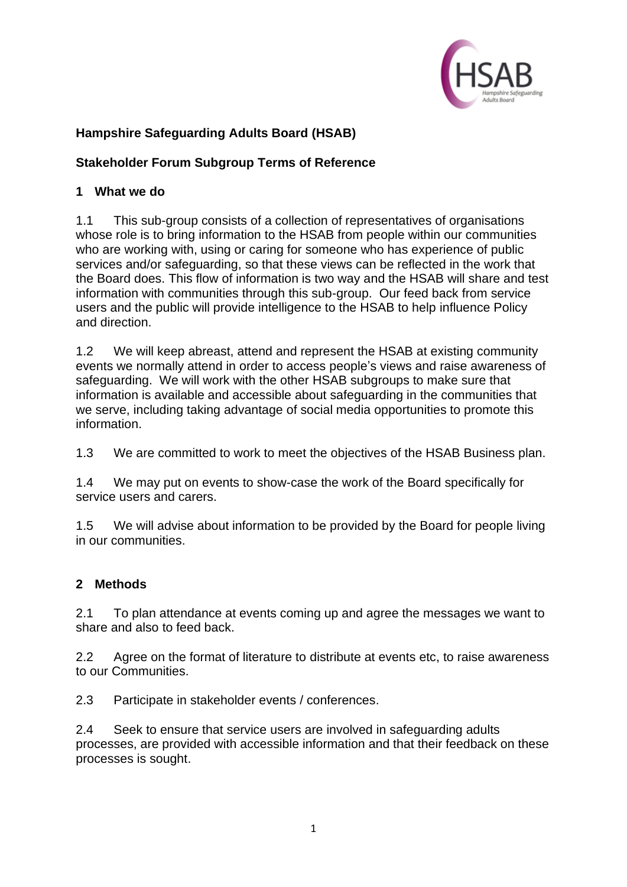**Hampshire Safeguarding Adults Board (HSAB)**

**Stakeholder Forum Subgroup Terms of Reference**

## 1 What we do

1.1 This sub-group consists of a collection of representatives of organisations whose role is to bring information to the HSAB from people within our communities who are working with, using or caring for someone who has experience of public services and/or safeguarding, so that these views can be reflected in the work that the Board does. This flow of information is two way and the HSAB will share and test information with communities through this sub-group. Our feed back from service users and the public will provide intelligence to the HSAB to help influence Policy and direction.

1.2 We will keep abreast, attend and represent the HSAB at existing community events we normally attend in order to access people's views and raise awareness of safeguarding. We will work with the other HSAB subgroups to make sure that information is available and accessible about safeguarding in the communities that we serve, including taking advantage of social media opportunities to promote this information.

1.3 We are committed to work to meet the objectives of the HSAB Business plan.

1.4 We may put on events to show-case the work of the Board specifically for service users and carers.

1.5 We will advise about information to be provided by the Board for people living in our communities.

## 2 Methods

2.1 To plan attendance at events coming up and agree the messages we want to share and also to feed back.

2.2 Agree on the format of literature to distribute at events etc, to raise awareness to our Communities.

2.3 Participate in stakeholder events / conferences.

2.4 Seek to ensure that service users are involved in safeguarding adults processes, are provided with accessible information and that their feedback on these processes is sought.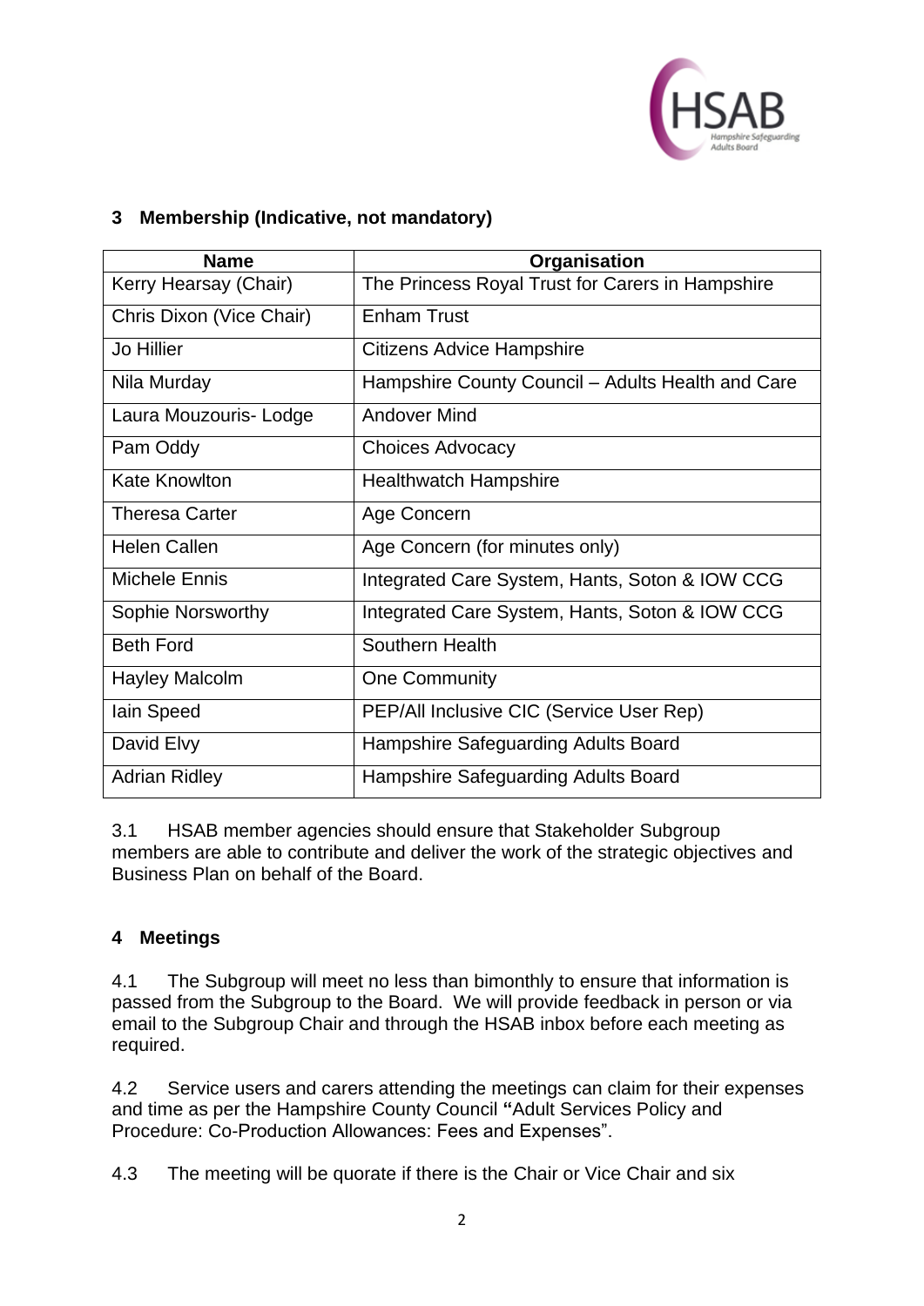## 3 Membership (Indicative, not mandatory)

| Name | Organisation |
|---|---|
| Kerry Hearsay (Chair) | The Princess Royal Trust for Carers in Hampshire |
| Chris Dixon (Vice Chair) | Enham Trust |
| Jo Hillier | Citizens Advice Hampshire |
| Nila Murday | Hampshire County Council – Adults Health and Care |
| Laura Mouzouris- Lodge | Andover Mind |
| Pam Oddy | Choices Advocacy |
| Kate Knowlton | Healthwatch Hampshire |
| Theresa Carter | Age Concern |
| Helen Callen | Age Concern (for minutes only) |
| Michele Ennis | Integrated Care System, Hants, Soton & IOW CCG |
| Sophie Norsworthy | Integrated Care System, Hants, Soton & IOW CCG |
| Beth Ford | Southern Health |
| Hayley Malcolm | One Community |
| Iain Speed | PEP/All Inclusive CIC (Service User Rep) |
| David Elvy | Hampshire Safeguarding Adults Board |
| Adrian Ridley | Hampshire Safeguarding Adults Board |

3.1 HSAB member agencies should ensure that Stakeholder Subgroup members are able to contribute and deliver the work of the strategic objectives and Business Plan on behalf of the Board.

## 4 Meetings

4.1 The Subgroup will meet no less than bimonthly to ensure that information is passed from the Subgroup to the Board. We will provide feedback in person or via email to the Subgroup Chair and through the HSAB inbox before each meeting as required.

4.2 Service users and carers attending the meetings can claim for their expenses and time as per the Hampshire County Council **"**Adult Services Policy and Procedure: Co-Production Allowances: Fees and Expenses".

4.3 The meeting will be quorate if there is the Chair or Vice Chair and six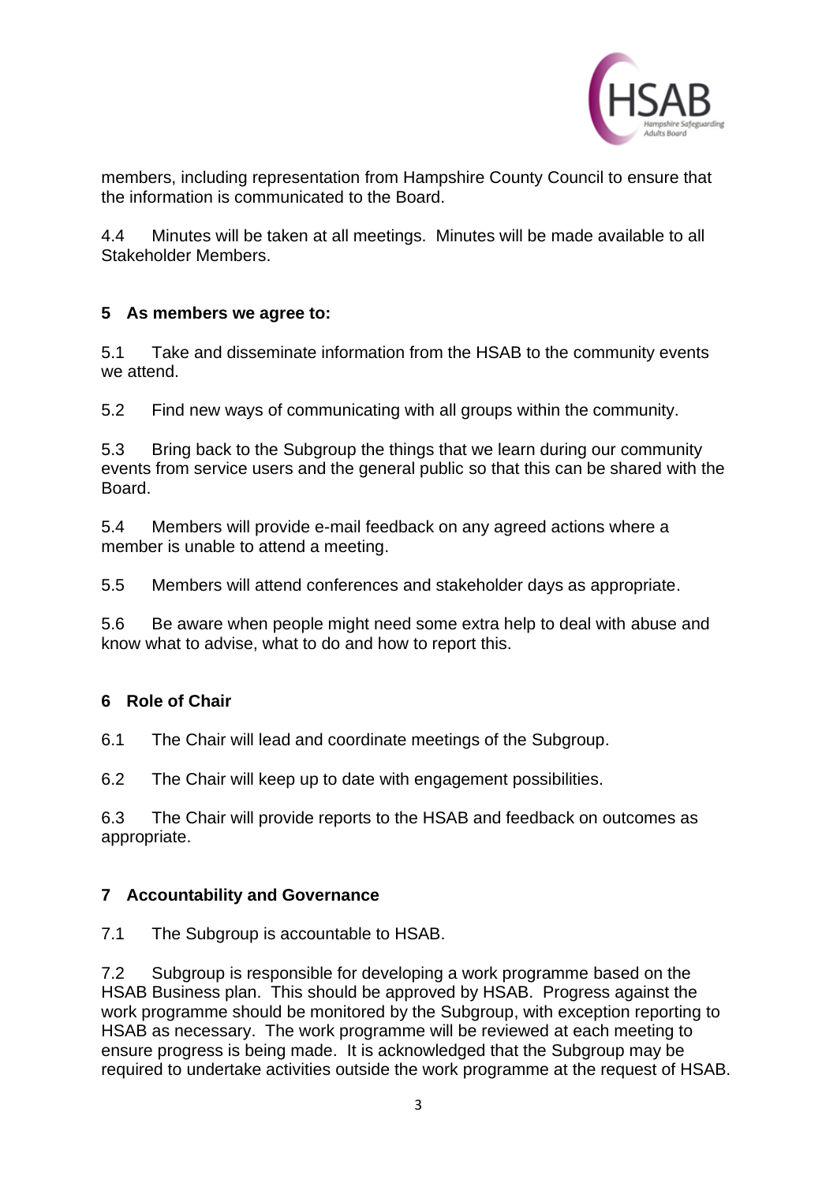members, including representation from Hampshire County Council to ensure that the information is communicated to the Board.

4.4 Minutes will be taken at all meetings. Minutes will be made available to all Stakeholder Members.

## 5 As members we agree to:

5.1 Take and disseminate information from the HSAB to the community events we attend.

5.2 Find new ways of communicating with all groups within the community.

5.3 Bring back to the Subgroup the things that we learn during our community events from service users and the general public so that this can be shared with the Board.

5.4 Members will provide e-mail feedback on any agreed actions where a member is unable to attend a meeting.

5.5 Members will attend conferences and stakeholder days as appropriate.

5.6 Be aware when people might need some extra help to deal with abuse and know what to advise, what to do and how to report this.

## 6 Role of Chair

6.1 The Chair will lead and coordinate meetings of the Subgroup.

6.2 The Chair will keep up to date with engagement possibilities.

6.3 The Chair will provide reports to the HSAB and feedback on outcomes as appropriate.

## 7 Accountability and Governance

7.1 The Subgroup is accountable to HSAB.

7.2 Subgroup is responsible for developing a work programme based on the HSAB Business plan. This should be approved by HSAB. Progress against the work programme should be monitored by the Subgroup, with exception reporting to HSAB as necessary. The work programme will be reviewed at each meeting to ensure progress is being made. It is acknowledged that the Subgroup may be required to undertake activities outside the work programme at the request of HSAB.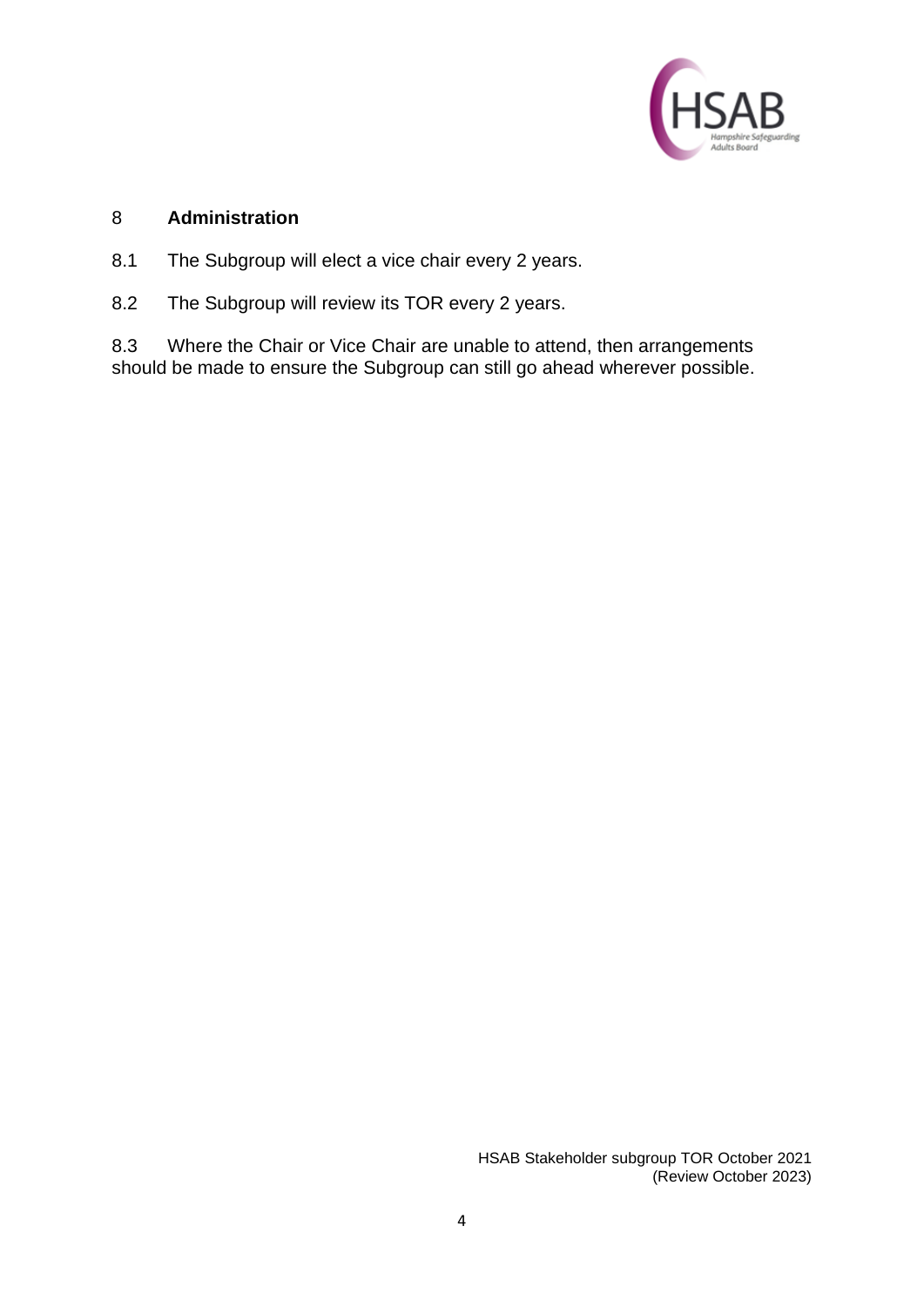## 8 Administration

8.1 The Subgroup will elect a vice chair every 2 years.

8.2 The Subgroup will review its TOR every 2 years.

8.3 Where the Chair or Vice Chair are unable to attend, then arrangements should be made to ensure the Subgroup can still go ahead wherever possible.